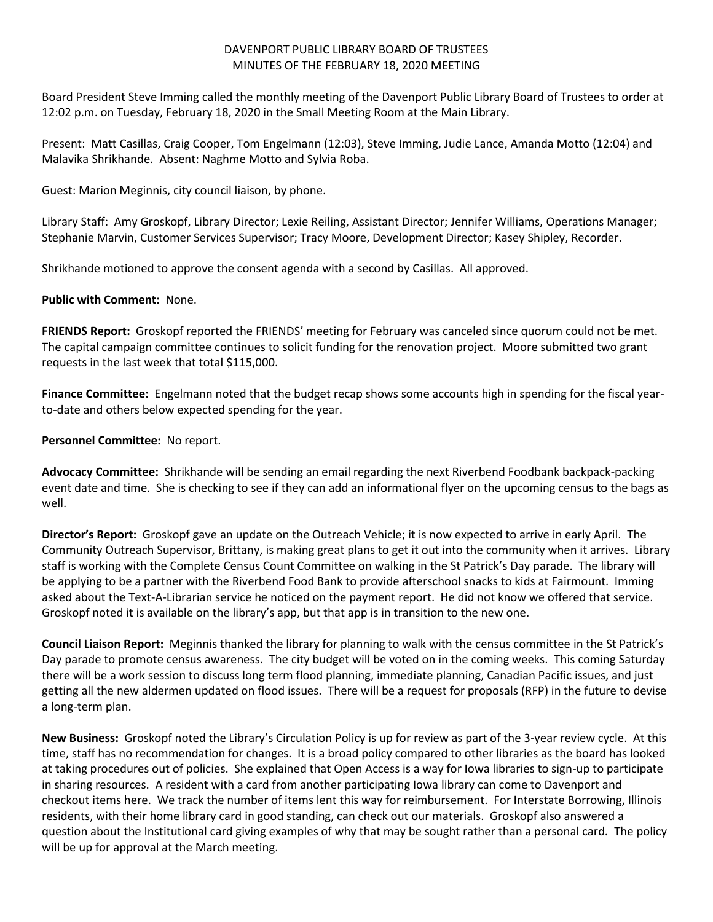DAVENPORT PUBLIC LIBRARY BOARD OF TRUSTEES
MINUTES OF THE FEBRUARY 18, 2020 MEETING

Board President Steve Imming called the monthly meeting of the Davenport Public Library Board of Trustees to order at 12:02 p.m. on Tuesday, February 18, 2020 in the Small Meeting Room at the Main Library.

Present: Matt Casillas, Craig Cooper, Tom Engelmann (12:03), Steve Imming, Judie Lance, Amanda Motto (12:04) and Malavika Shrikhande. Absent: Naghme Motto and Sylvia Roba.

Guest: Marion Meginnis, city council liaison, by phone.

Library Staff: Amy Groskopf, Library Director; Lexie Reiling, Assistant Director; Jennifer Williams, Operations Manager; Stephanie Marvin, Customer Services Supervisor; Tracy Moore, Development Director; Kasey Shipley, Recorder.

Shrikhande motioned to approve the consent agenda with a second by Casillas. All approved.

**Public with Comment:** None.

**FRIENDS Report:** Groskopf reported the FRIENDS' meeting for February was canceled since quorum could not be met. The capital campaign committee continues to solicit funding for the renovation project. Moore submitted two grant requests in the last week that total $115,000.

**Finance Committee:** Engelmann noted that the budget recap shows some accounts high in spending for the fiscal year-to-date and others below expected spending for the year.

**Personnel Committee:** No report.

**Advocacy Committee:** Shrikhande will be sending an email regarding the next Riverbend Foodbank backpack-packing event date and time. She is checking to see if they can add an informational flyer on the upcoming census to the bags as well.

**Director's Report:** Groskopf gave an update on the Outreach Vehicle; it is now expected to arrive in early April. The Community Outreach Supervisor, Brittany, is making great plans to get it out into the community when it arrives. Library staff is working with the Complete Census Count Committee on walking in the St Patrick's Day parade. The library will be applying to be a partner with the Riverbend Food Bank to provide afterschool snacks to kids at Fairmount. Imming asked about the Text-A-Librarian service he noticed on the payment report. He did not know we offered that service. Groskopf noted it is available on the library's app, but that app is in transition to the new one.

**Council Liaison Report:** Meginnis thanked the library for planning to walk with the census committee in the St Patrick's Day parade to promote census awareness. The city budget will be voted on in the coming weeks. This coming Saturday there will be a work session to discuss long term flood planning, immediate planning, Canadian Pacific issues, and just getting all the new aldermen updated on flood issues. There will be a request for proposals (RFP) in the future to devise a long-term plan.

**New Business:** Groskopf noted the Library's Circulation Policy is up for review as part of the 3-year review cycle. At this time, staff has no recommendation for changes. It is a broad policy compared to other libraries as the board has looked at taking procedures out of policies. She explained that Open Access is a way for Iowa libraries to sign-up to participate in sharing resources. A resident with a card from another participating Iowa library can come to Davenport and checkout items here. We track the number of items lent this way for reimbursement. For Interstate Borrowing, Illinois residents, with their home library card in good standing, can check out our materials. Groskopf also answered a question about the Institutional card giving examples of why that may be sought rather than a personal card. The policy will be up for approval at the March meeting.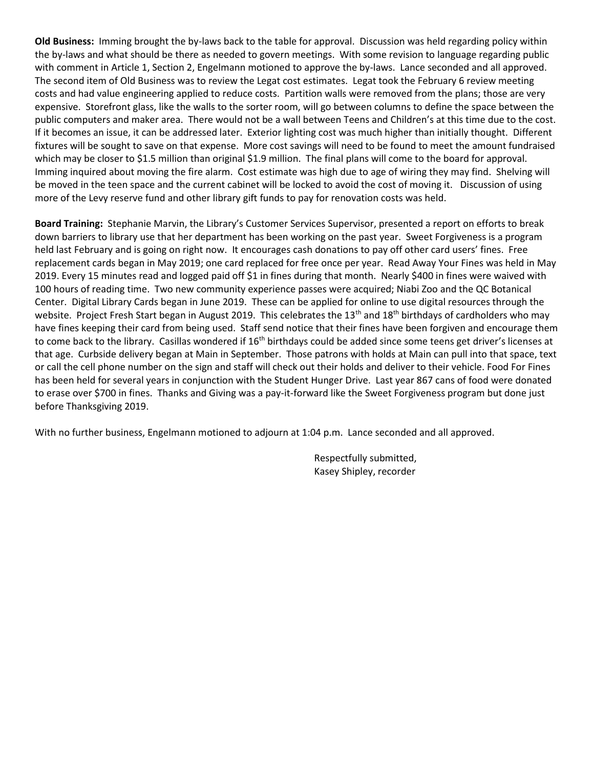**Old Business:** Imming brought the by-laws back to the table for approval. Discussion was held regarding policy within the by-laws and what should be there as needed to govern meetings. With some revision to language regarding public with comment in Article 1, Section 2, Engelmann motioned to approve the by-laws. Lance seconded and all approved. The second item of Old Business was to review the Legat cost estimates. Legat took the February 6 review meeting costs and had value engineering applied to reduce costs. Partition walls were removed from the plans; those are very expensive. Storefront glass, like the walls to the sorter room, will go between columns to define the space between the public computers and maker area. There would not be a wall between Teens and Children's at this time due to the cost. If it becomes an issue, it can be addressed later. Exterior lighting cost was much higher than initially thought. Different fixtures will be sought to save on that expense. More cost savings will need to be found to meet the amount fundraised which may be closer to \$1.5 million than original \$1.9 million. The final plans will come to the board for approval. Imming inquired about moving the fire alarm. Cost estimate was high due to age of wiring they may find. Shelving will be moved in the teen space and the current cabinet will be locked to avoid the cost of moving it. Discussion of using more of the Levy reserve fund and other library gift funds to pay for renovation costs was held.

**Board Training:** Stephanie Marvin, the Library's Customer Services Supervisor, presented a report on efforts to break down barriers to library use that her department has been working on the past year. Sweet Forgiveness is a program held last February and is going on right now. It encourages cash donations to pay off other card users' fines. Free replacement cards began in May 2019; one card replaced for free once per year. Read Away Your Fines was held in May 2019. Every 15 minutes read and logged paid off \$1 in fines during that month. Nearly \$400 in fines were waived with 100 hours of reading time. Two new community experience passes were acquired; Niabi Zoo and the QC Botanical Center. Digital Library Cards began in June 2019. These can be applied for online to use digital resources through the website. Project Fresh Start began in August 2019. This celebrates the 13th and 18th birthdays of cardholders who may have fines keeping their card from being used. Staff send notice that their fines have been forgiven and encourage them to come back to the library. Casillas wondered if 16th birthdays could be added since some teens get driver's licenses at that age. Curbside delivery began at Main in September. Those patrons with holds at Main can pull into that space, text or call the cell phone number on the sign and staff will check out their holds and deliver to their vehicle. Food For Fines has been held for several years in conjunction with the Student Hunger Drive. Last year 867 cans of food were donated to erase over \$700 in fines. Thanks and Giving was a pay-it-forward like the Sweet Forgiveness program but done just before Thanksgiving 2019.

With no further business, Engelmann motioned to adjourn at 1:04 p.m. Lance seconded and all approved.

Respectfully submitted,
Kasey Shipley, recorder